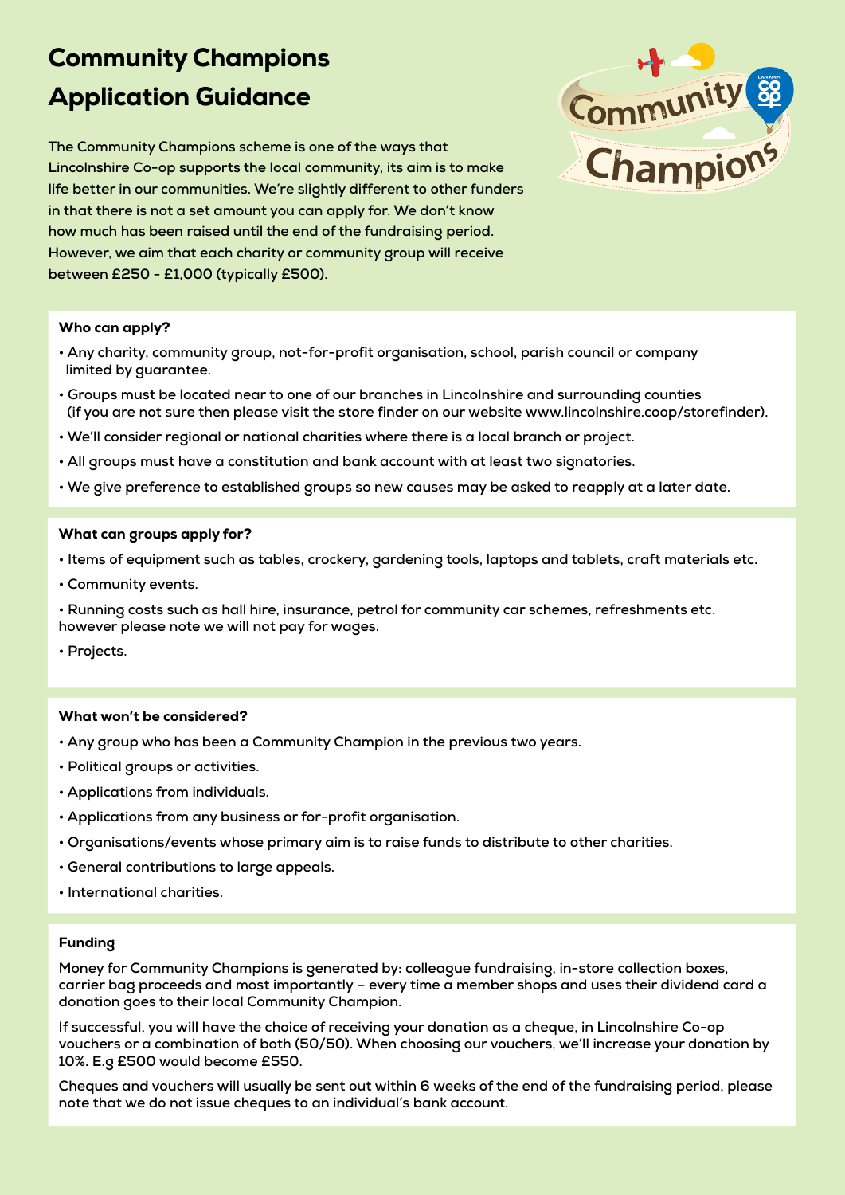# Community Champions Application Guidance

The Community Champions scheme is one of the ways that Lincolnshire Co-op supports the local community, its aim is to make life better in our communities. We're slightly different to other funders in that there is not a set amount you can apply for. We don't know how much has been raised until the end of the fundraising period. However, we aim that each charity or community group will receive between £250 - £1,000 (typically £500).

### Who can apply?

- Any charity, community group, not-for-profit organisation, school, parish council or company limited by guarantee.
- Groups must be located near to one of our branches in Lincolnshire and surrounding counties (if you are not sure then please visit the store finder on our website www.lincolnshire.coop/storefinder).
- We'll consider regional or national charities where there is a local branch or project.
- All groups must have a constitution and bank account with at least two signatories.
- We give preference to established groups so new causes may be asked to reapply at a later date.

### What can groups apply for?

- Items of equipment such as tables, crockery, gardening tools, laptops and tablets, craft materials etc.
- Community events.
- Running costs such as hall hire, insurance, petrol for community car schemes, refreshments etc. however please note we will not pay for wages.
- Projects.

### What won't be considered?

- Any group who has been a Community Champion in the previous two years.
- Political groups or activities.
- Applications from individuals.
- Applications from any business or for-profit organisation.
- Organisations/events whose primary aim is to raise funds to distribute to other charities.
- General contributions to large appeals.
- International charities.

### Funding

Money for Community Champions is generated by: colleague fundraising, in-store collection boxes, carrier bag proceeds and most importantly – every time a member shops and uses their dividend card a donation goes to their local Community Champion.

If successful, you will have the choice of receiving your donation as a cheque, in Lincolnshire Co-op vouchers or a combination of both (50/50). When choosing our vouchers, we'll increase your donation by 10%. E.g £500 would become £550.

Cheques and vouchers will usually be sent out within 6 weeks of the end of the fundraising period, please note that we do not issue cheques to an individual's bank account.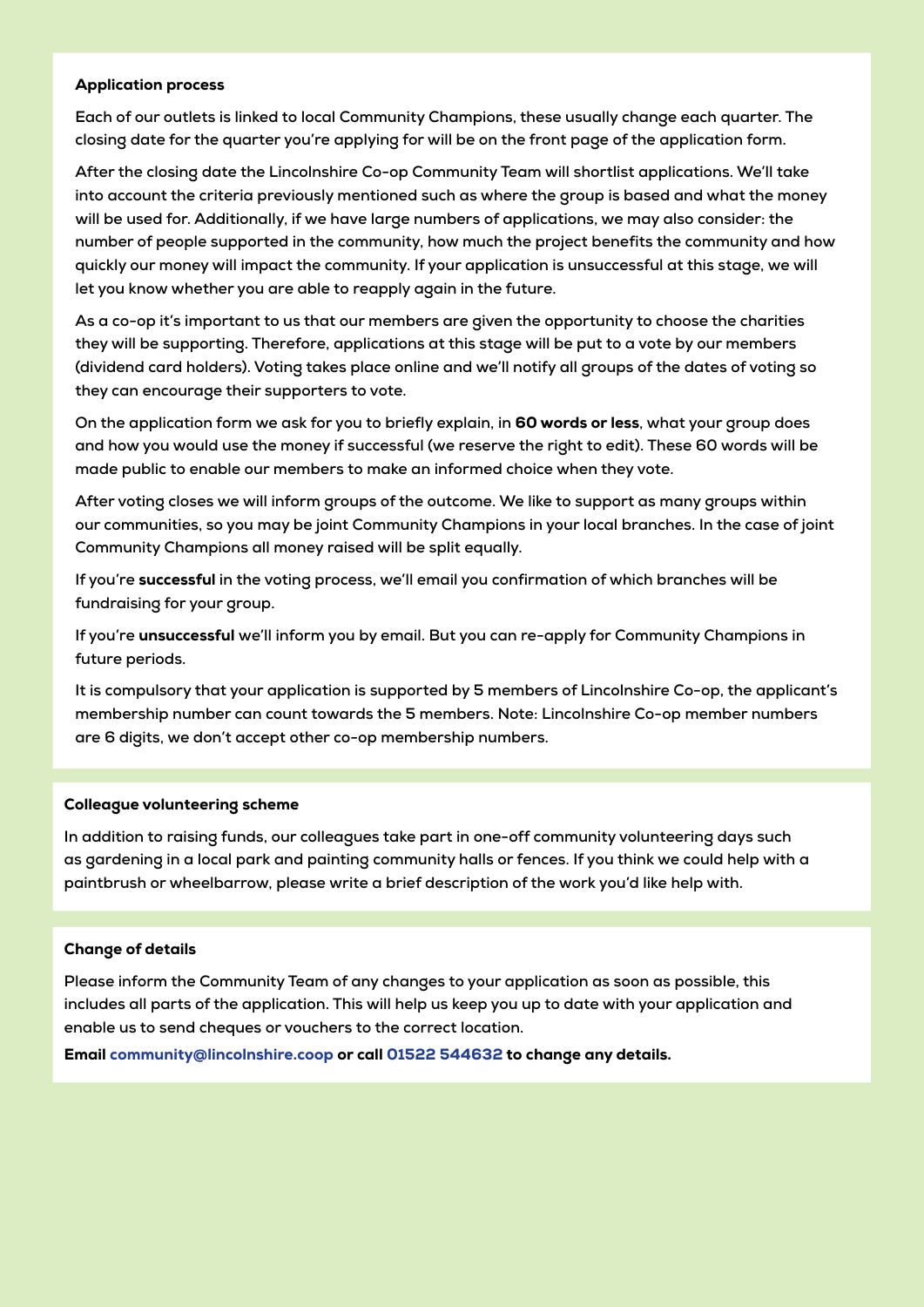## Application process

Each of our outlets is linked to local Community Champions, these usually change each quarter. The closing date for the quarter you're applying for will be on the front page of the application form.

After the closing date the Lincolnshire Co-op Community Team will shortlist applications. We'll take into account the criteria previously mentioned such as where the group is based and what the money will be used for. Additionally, if we have large numbers of applications, we may also consider: the number of people supported in the community, how much the project benefits the community and how quickly our money will impact the community. If your application is unsuccessful at this stage, we will let you know whether you are able to reapply again in the future.

As a co-op it's important to us that our members are given the opportunity to choose the charities they will be supporting. Therefore, applications at this stage will be put to a vote by our members (dividend card holders). Voting takes place online and we'll notify all groups of the dates of voting so they can encourage their supporters to vote.

On the application form we ask for you to briefly explain, in **60 words or less**, what your group does and how you would use the money if successful (we reserve the right to edit). These 60 words will be made public to enable our members to make an informed choice when they vote.

After voting closes we will inform groups of the outcome. We like to support as many groups within our communities, so you may be joint Community Champions in your local branches. In the case of joint Community Champions all money raised will be split equally.

If you're **successful** in the voting process, we'll email you confirmation of which branches will be fundraising for your group.

If you're **unsuccessful** we'll inform you by email. But you can re-apply for Community Champions in future periods.

It is compulsory that your application is supported by 5 members of Lincolnshire Co-op, the applicant's membership number can count towards the 5 members. Note: Lincolnshire Co-op member numbers are 6 digits, we don't accept other co-op membership numbers.

## Colleague volunteering scheme

In addition to raising funds, our colleagues take part in one-off community volunteering days such as gardening in a local park and painting community halls or fences. If you think we could help with a paintbrush or wheelbarrow, please write a brief description of the work you'd like help with.

## Change of details

Please inform the Community Team of any changes to your application as soon as possible, this includes all parts of the application. This will help us keep you up to date with your application and enable us to send cheques or vouchers to the correct location.

**Email community@lincolnshire.coop or call 01522 544632 to change any details.**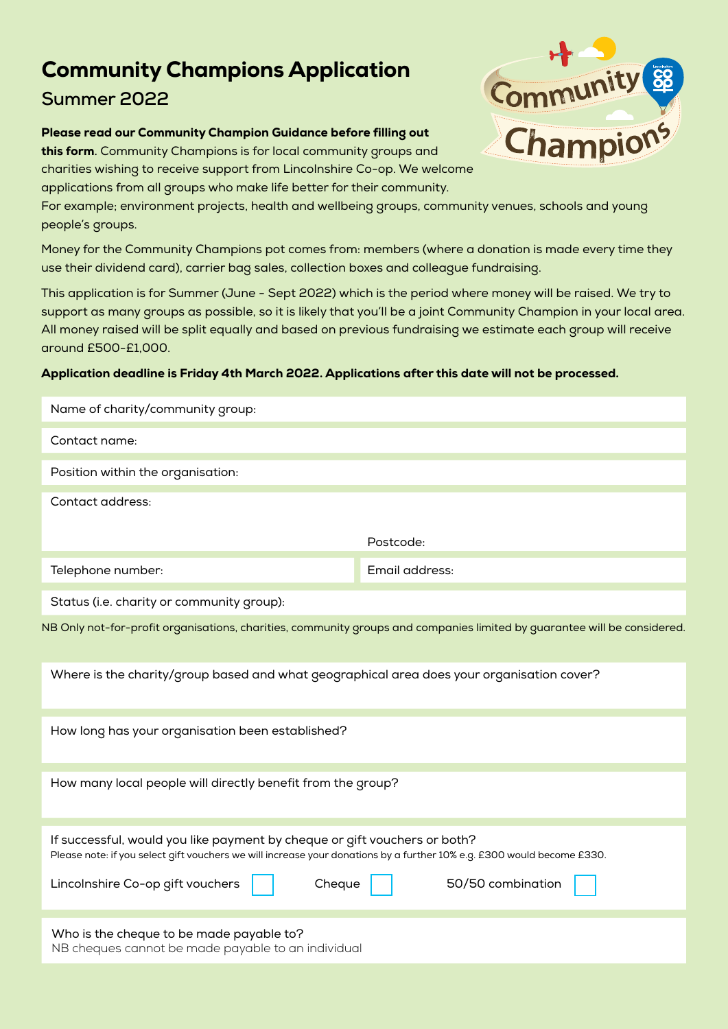# Community Champions Application

## Summer 2022

**Please read our Community Champion Guidance before filling out this form.** Community Champions is for local community groups and charities wishing to receive support from Lincolnshire Co-op. We welcome applications from all groups who make life better for their community. For example; environment projects, health and wellbeing groups, community venues, schools and young people's groups.

Money for the Community Champions pot comes from: members (where a donation is made every time they use their dividend card), carrier bag sales, collection boxes and colleague fundraising.

This application is for Summer (June - Sept 2022) which is the period where money will be raised. We try to support as many groups as possible, so it is likely that you'll be a joint Community Champion in your local area. All money raised will be split equally and based on previous fundraising we estimate each group will receive around £500-£1,000.

**Application deadline is Friday 4th March 2022. Applications after this date will not be processed.**

Name of charity/community group:

Contact name:

Position within the organisation:

Contact address:

Postcode:

Telephone number:

Email address:

Status (i.e. charity or community group):

NB Only not-for-profit organisations, charities, community groups and companies limited by guarantee will be considered.

Where is the charity/group based and what geographical area does your organisation cover?

How long has your organisation been established?

How many local people will directly benefit from the group?

If successful, would you like payment by cheque or gift vouchers or both?
Please note: if you select gift vouchers we will increase your donations by a further 10% e.g. £300 would become £330.

Lincolnshire Co-op gift vouchers ☐ Cheque ☐ 50/50 combination ☐

Who is the cheque to be made payable to?
NB cheques cannot be made payable to an individual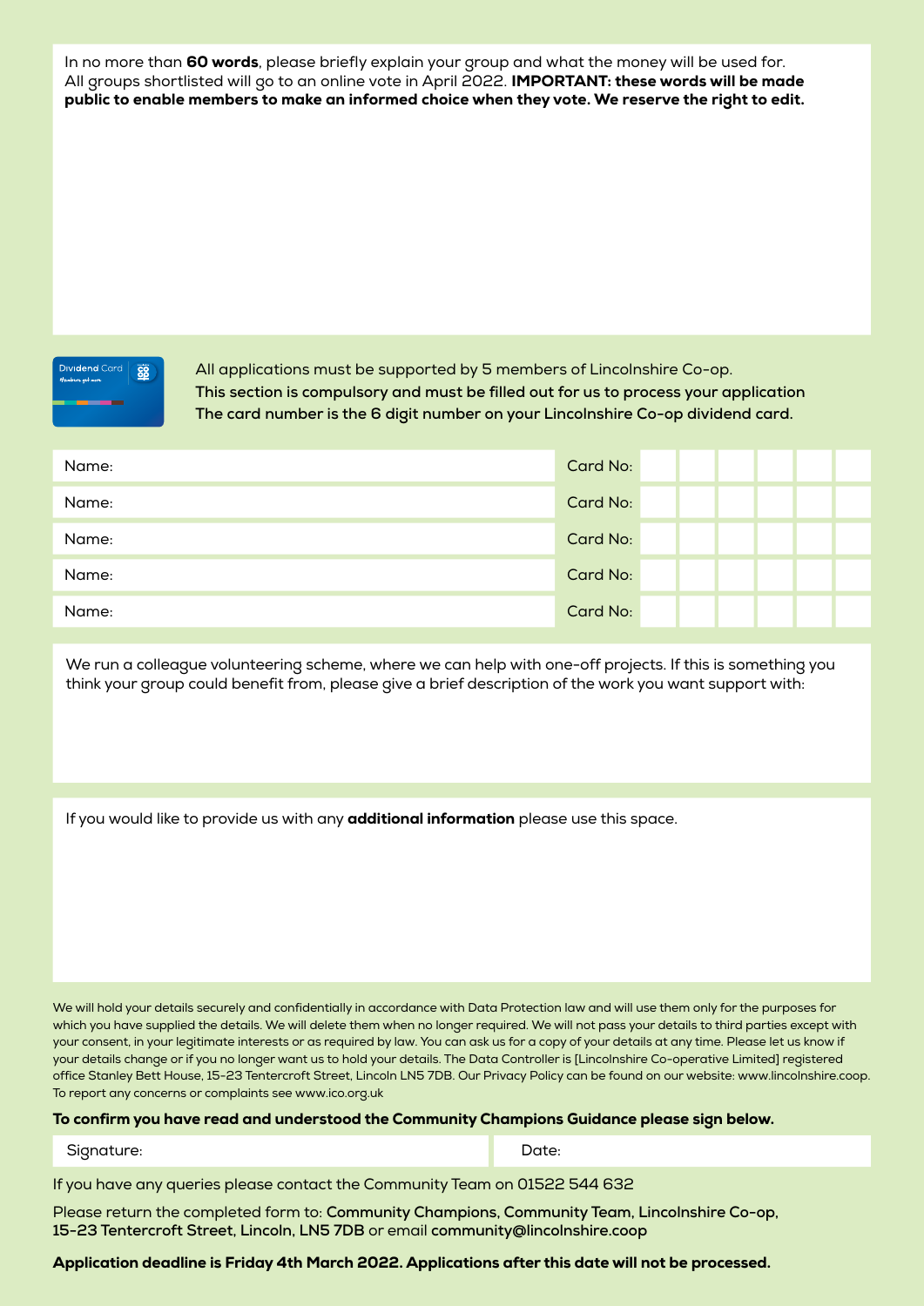In no more than **60 words**, please briefly explain your group and what the money will be used for. All groups shortlisted will go to an online vote in April 2022. **IMPORTANT: these words will be made public to enable members to make an informed choice when they vote. We reserve the right to edit.**

All applications must be supported by 5 members of Lincolnshire Co-op.
**This section is compulsory and must be filled out for us to process your application**
**The card number is the 6 digit number on your Lincolnshire Co-op dividend card.**

| | | | | | | | |
|---|---|---|---|---|---|---|---|
| Name: | Card No: | | | | | | |
| Name: | Card No: | | | | | | |
| Name: | Card No: | | | | | | |
| Name: | Card No: | | | | | | |
| Name: | Card No: | | | | | | |

We run a colleague volunteering scheme, where we can help with one-off projects. If this is something you think your group could benefit from, please give a brief description of the work you want support with:

If you would like to provide us with any **additional information** please use this space.

We will hold your details securely and confidentially in accordance with Data Protection law and will use them only for the purposes for which you have supplied the details. We will delete them when no longer required. We will not pass your details to third parties except with your consent, in your legitimate interests or as required by law. You can ask us for a copy of your details at any time. Please let us know if your details change or if you no longer want us to hold your details. The Data Controller is [Lincolnshire Co-operative Limited] registered office Stanley Bett House, 15-23 Tentercroft Street, Lincoln LN5 7DB. Our Privacy Policy can be found on our website: www.lincolnshire.coop. To report any concerns or complaints see www.ico.org.uk

**To confirm you have read and understood the Community Champions Guidance please sign below.**

| | |
|---|---|
| Signature: | Date: |

If you have any queries please contact the Community Team on 01522 544 632

Please return the completed form to: **Community Champions, Community Team, Lincolnshire Co-op, 15-23 Tentercroft Street, Lincoln, LN5 7DB** or email **community@lincolnshire.coop**

**Application deadline is Friday 4th March 2022. Applications after this date will not be processed.**